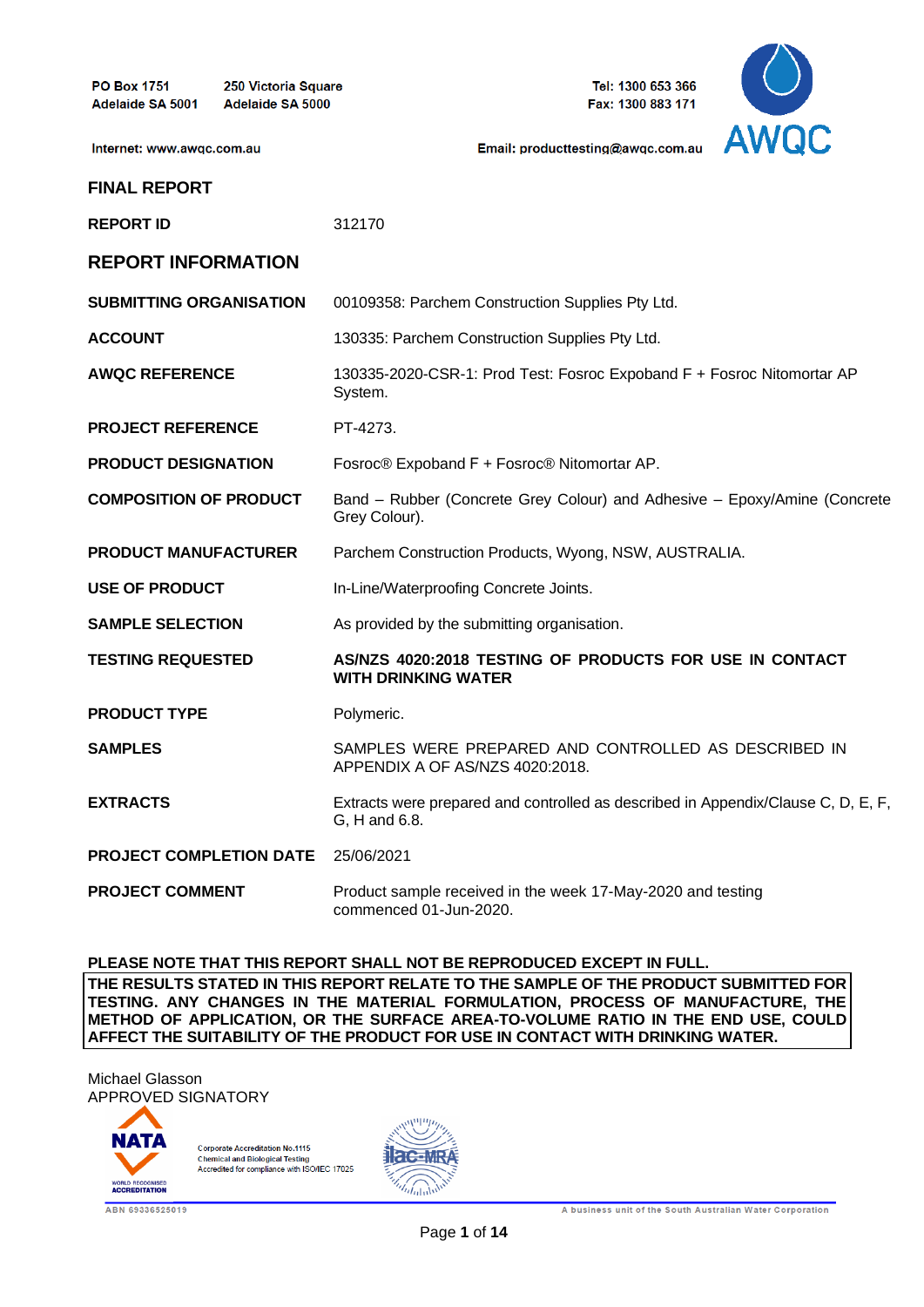PO Box 1751
Adelaide SA 5001

250 Victoria Square
Adelaide SA 5000

Tel: 1300 653 366
Fax: 1300 883 171

Internet: www.awqc.com.au

Email: producttesting@awqc.com.au

AWQC

# FINAL REPORT

**REPORT ID** 312170

## REPORT INFORMATION

| | |
|---|---|
| **SUBMITTING ORGANISATION** | 00109358: Parchem Construction Supplies Pty Ltd. |
| **ACCOUNT** | 130335: Parchem Construction Supplies Pty Ltd. |
| **AWQC REFERENCE** | 130335-2020-CSR-1: Prod Test: Fosroc Expoband F + Fosroc Nitomortar AP System. |
| **PROJECT REFERENCE** | PT-4273. |
| **PRODUCT DESIGNATION** | Fosroc® Expoband F + Fosroc® Nitomortar AP. |
| **COMPOSITION OF PRODUCT** | Band – Rubber (Concrete Grey Colour) and Adhesive – Epoxy/Amine (Concrete Grey Colour). |
| **PRODUCT MANUFACTURER** | Parchem Construction Products, Wyong, NSW, AUSTRALIA. |
| **USE OF PRODUCT** | In-Line/Waterproofing Concrete Joints. |
| **SAMPLE SELECTION** | As provided by the submitting organisation. |
| **TESTING REQUESTED** | **AS/NZS 4020:2018 TESTING OF PRODUCTS FOR USE IN CONTACT WITH DRINKING WATER** |
| **PRODUCT TYPE** | Polymeric. |
| **SAMPLES** | SAMPLES WERE PREPARED AND CONTROLLED AS DESCRIBED IN APPENDIX A OF AS/NZS 4020:2018. |
| **EXTRACTS** | Extracts were prepared and controlled as described in Appendix/Clause C, D, E, F, G, H and 6.8. |
| **PROJECT COMPLETION DATE** | 25/06/2021 |
| **PROJECT COMMENT** | Product sample received in the week 17-May-2020 and testing commenced 01-Jun-2020. |

**PLEASE NOTE THAT THIS REPORT SHALL NOT BE REPRODUCED EXCEPT IN FULL.**

**THE RESULTS STATED IN THIS REPORT RELATE TO THE SAMPLE OF THE PRODUCT SUBMITTED FOR TESTING. ANY CHANGES IN THE MATERIAL FORMULATION, PROCESS OF MANUFACTURE, THE METHOD OF APPLICATION, OR THE SURFACE AREA-TO-VOLUME RATIO IN THE END USE, COULD AFFECT THE SUITABILITY OF THE PRODUCT FOR USE IN CONTACT WITH DRINKING WATER.**

Michael Glasson
APPROVED SIGNATORY

NATA
WORLD RECOGNISED ACCREDITATION

Corporate Accreditation No.1115
Chemical and Biological Testing
Accredited for compliance with ISO/IEC 17025

ilac-MRA

ABN 69336525019

A business unit of the South Australian Water Corporation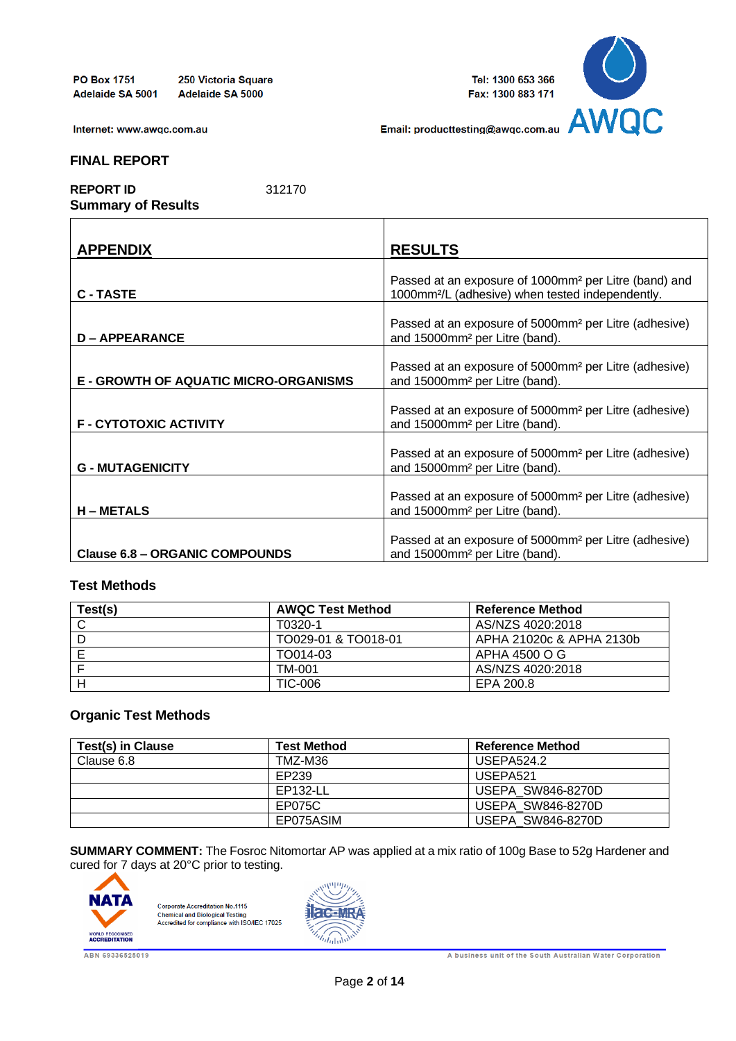PO Box 1751
Adelaide SA 5001

250 Victoria Square
Adelaide SA 5000

Tel: 1300 653 366
Fax: 1300 883 171

Internet: www.awqc.com.au

Email: producttesting@awqc.com.au

AWQC

## FINAL REPORT

**REPORT ID** 312170

**Summary of Results**

| APPENDIX | RESULTS |
|---|---|
| **C - TASTE** | Passed at an exposure of 1000mm² per Litre (band) and 1000mm²/L (adhesive) when tested independently. |
| **D – APPEARANCE** | Passed at an exposure of 5000mm² per Litre (adhesive) and 15000mm² per Litre (band). |
| **E - GROWTH OF AQUATIC MICRO-ORGANISMS** | Passed at an exposure of 5000mm² per Litre (adhesive) and 15000mm² per Litre (band). |
| **F - CYTOTOXIC ACTIVITY** | Passed at an exposure of 5000mm² per Litre (adhesive) and 15000mm² per Litre (band). |
| **G - MUTAGENICITY** | Passed at an exposure of 5000mm² per Litre (adhesive) and 15000mm² per Litre (band). |
| **H – METALS** | Passed at an exposure of 5000mm² per Litre (adhesive) and 15000mm² per Litre (band). |
| **Clause 6.8 – ORGANIC COMPOUNDS** | Passed at an exposure of 5000mm² per Litre (adhesive) and 15000mm² per Litre (band). |

### Test Methods

| Test(s) | AWQC Test Method | Reference Method |
|---|---|---|
| C | T0320-1 | AS/NZS 4020:2018 |
| D | TO029-01 & TO018-01 | APHA 21020c & APHA 2130b |
| E | TO014-03 | APHA 4500 O G |
| F | TM-001 | AS/NZS 4020:2018 |
| H | TIC-006 | EPA 200.8 |

### Organic Test Methods

| Test(s) in Clause | Test Method | Reference Method |
|---|---|---|
| Clause 6.8 | TMZ-M36 | USEPA524.2 |
| | EP239 | USEPA521 |
| | EP132-LL | USEPA_SW846-8270D |
| | EP075C | USEPA_SW846-8270D |
| | EP075ASIM | USEPA_SW846-8270D |

**SUMMARY COMMENT:** The Fosroc Nitomortar AP was applied at a mix ratio of 100g Base to 52g Hardener and cured for 7 days at 20°C prior to testing.

NATA WORLD RECOGNISED ACCREDITATION

Corporate Accreditation No.1115
Chemical and Biological Testing
Accredited for compliance with ISO/IEC 17025

ilac-MRA

ABN 69336525019

A business unit of the South Australian Water Corporation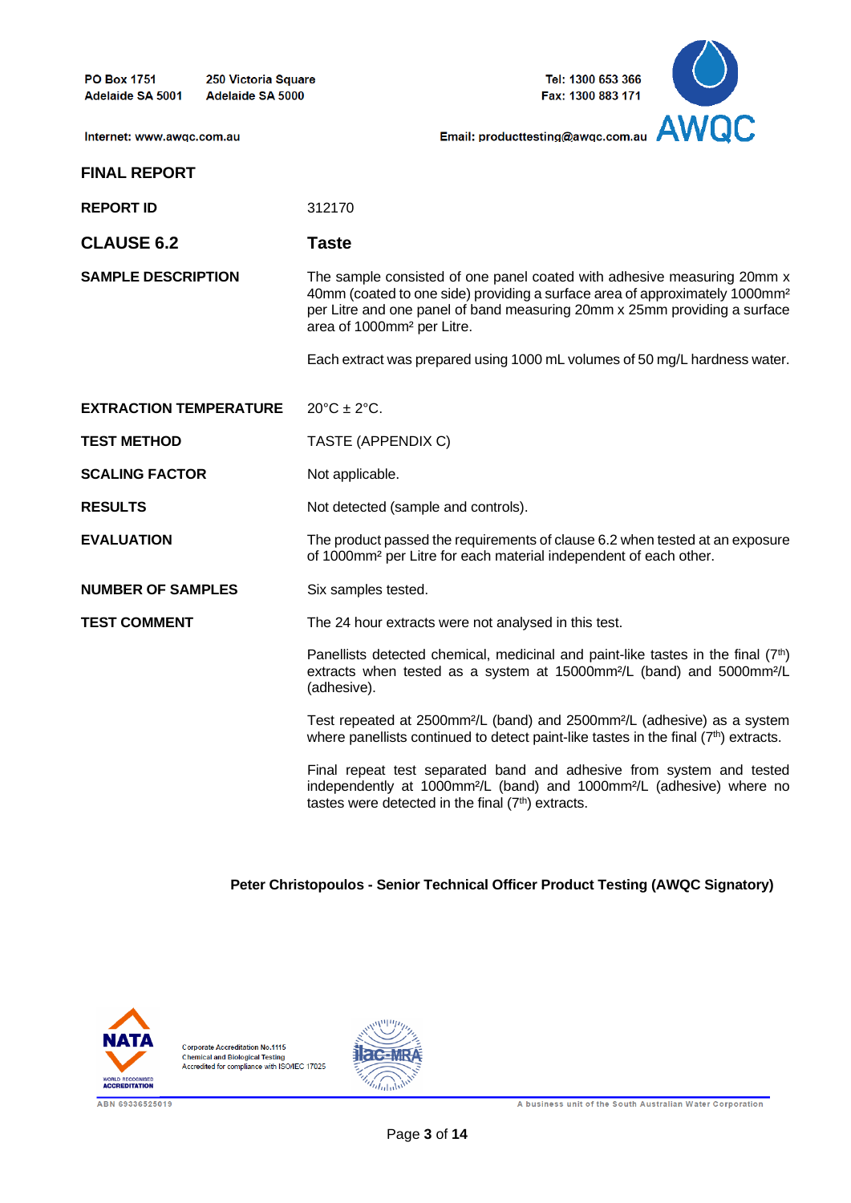PO Box 1751
Adelaide SA 5001

250 Victoria Square
Adelaide SA 5000

Tel: 1300 653 366
Fax: 1300 883 171

Internet: www.awqc.com.au

Email: producttesting@awqc.com.au

AWQC

## FINAL REPORT

**REPORT ID** 312170

## CLAUSE 6.2 — Taste

**SAMPLE DESCRIPTION**

The sample consisted of one panel coated with adhesive measuring 20mm x 40mm (coated to one side) providing a surface area of approximately 1000mm² per Litre and one panel of band measuring 20mm x 25mm providing a surface area of 1000mm² per Litre.

Each extract was prepared using 1000 mL volumes of 50 mg/L hardness water.

**EXTRACTION TEMPERATURE** 20°C ± 2°C.

**TEST METHOD** TASTE (APPENDIX C)

**SCALING FACTOR** Not applicable.

**RESULTS** Not detected (sample and controls).

**EVALUATION** The product passed the requirements of clause 6.2 when tested at an exposure of 1000mm² per Litre for each material independent of each other.

**NUMBER OF SAMPLES** Six samples tested.

**TEST COMMENT**

The 24 hour extracts were not analysed in this test.

Panellists detected chemical, medicinal and paint-like tastes in the final (7th) extracts when tested as a system at 15000mm²/L (band) and 5000mm²/L (adhesive).

Test repeated at 2500mm²/L (band) and 2500mm²/L (adhesive) as a system where panellists continued to detect paint-like tastes in the final (7th) extracts.

Final repeat test separated band and adhesive from system and tested independently at 1000mm²/L (band) and 1000mm²/L (adhesive) where no tastes were detected in the final (7th) extracts.

**Peter Christopoulos - Senior Technical Officer Product Testing (AWQC Signatory)**

NATA WORLD RECOGNISED ACCREDITATION

Corporate Accreditation No.1115
Chemical and Biological Testing
Accredited for compliance with ISO/IEC 17025

ilac-MRA

ABN 69336525019

A business unit of the South Australian Water Corporation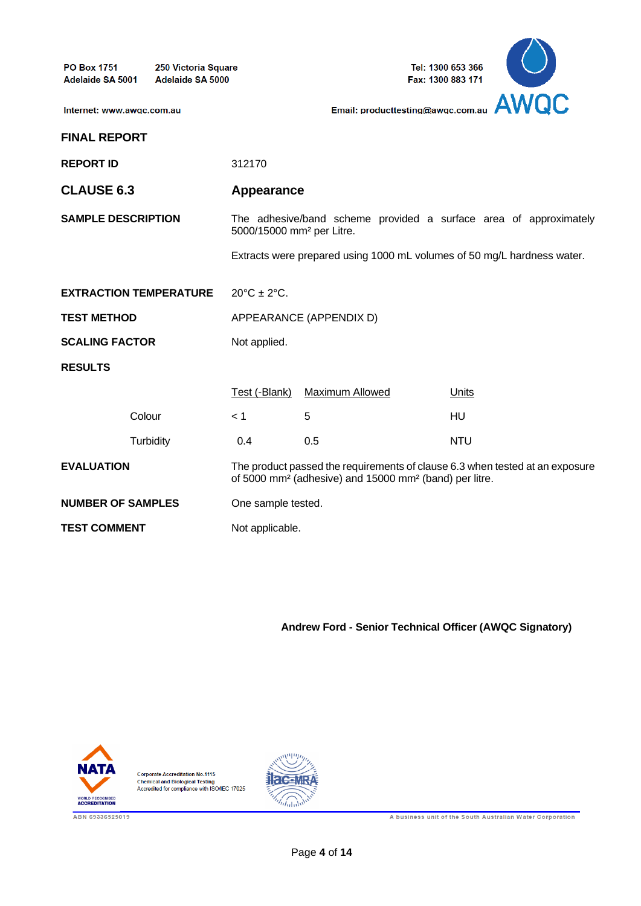PO Box 1751
Adelaide SA 5001

250 Victoria Square
Adelaide SA 5000

Tel: 1300 653 366
Fax: 1300 883 171

Internet: www.awqc.com.au

Email: producttesting@awqc.com.au

AWQC

# FINAL REPORT

**REPORT ID** 312170

## CLAUSE 6.3 — Appearance

**SAMPLE DESCRIPTION**

The adhesive/band scheme provided a surface area of approximately 5000/15000 mm² per Litre.

Extracts were prepared using 1000 mL volumes of 50 mg/L hardness water.

**EXTRACTION TEMPERATURE** 20°C ± 2°C.

**TEST METHOD** APPEARANCE (APPENDIX D)

**SCALING FACTOR** Not applied.

**RESULTS**

| | Test (-Blank) | Maximum Allowed | Units |
|---|---|---|---|
| Colour | < 1 | 5 | HU |
| Turbidity | 0.4 | 0.5 | NTU |

**EVALUATION**

The product passed the requirements of clause 6.3 when tested at an exposure of 5000 mm² (adhesive) and 15000 mm² (band) per litre.

**NUMBER OF SAMPLES** One sample tested.

**TEST COMMENT** Not applicable.

**Andrew Ford - Senior Technical Officer (AWQC Signatory)**

NATA WORLD RECOGNISED ACCREDITATION

Corporate Accreditation No.1115
Chemical and Biological Testing
Accredited for compliance with ISO/IEC 17025

ilac-MRA

ABN 69336525019

A business unit of the South Australian Water Corporation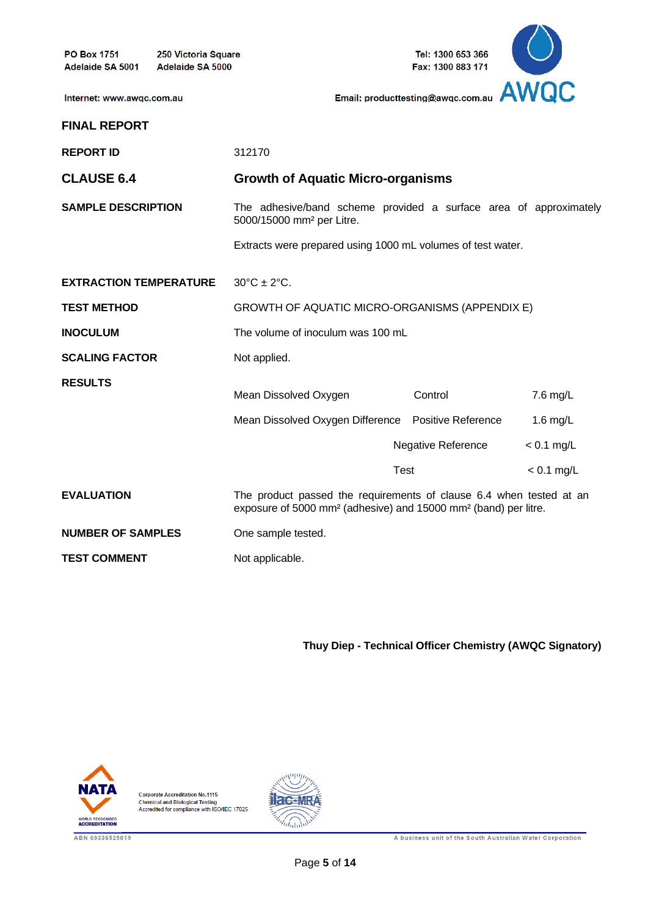PO Box 1751
Adelaide SA 5001

250 Victoria Square
Adelaide SA 5000

Tel: 1300 653 366
Fax: 1300 883 171

Internet: www.awqc.com.au

Email: producttesting@awqc.com.au

AWQC

**FINAL REPORT**

**REPORT ID** 312170

## CLAUSE 6.4 — Growth of Aquatic Micro-organisms

**SAMPLE DESCRIPTION**

The adhesive/band scheme provided a surface area of approximately 5000/15000 mm² per Litre.

Extracts were prepared using 1000 mL volumes of test water.

**EXTRACTION TEMPERATURE** 30°C ± 2°C.

**TEST METHOD** GROWTH OF AQUATIC MICRO-ORGANISMS (APPENDIX E)

**INOCULUM** The volume of inoculum was 100 mL

**SCALING FACTOR** Not applied.

**RESULTS**

| | | |
|---|---|---|
| Mean Dissolved Oxygen | Control | 7.6 mg/L |
| Mean Dissolved Oxygen Difference | Positive Reference | 1.6 mg/L |
| | Negative Reference | < 0.1 mg/L |
| | Test | < 0.1 mg/L |

**EVALUATION**

The product passed the requirements of clause 6.4 when tested at an exposure of 5000 mm² (adhesive) and 15000 mm² (band) per litre.

**NUMBER OF SAMPLES** One sample tested.

**TEST COMMENT** Not applicable.

**Thuy Diep - Technical Officer Chemistry (AWQC Signatory)**

NATA — WORLD RECOGNISED ACCREDITATION

Corporate Accreditation No.1115
Chemical and Biological Testing
Accredited for compliance with ISO/IEC 17025

ilac-MRA

ABN 69336525019

A business unit of the South Australian Water Corporation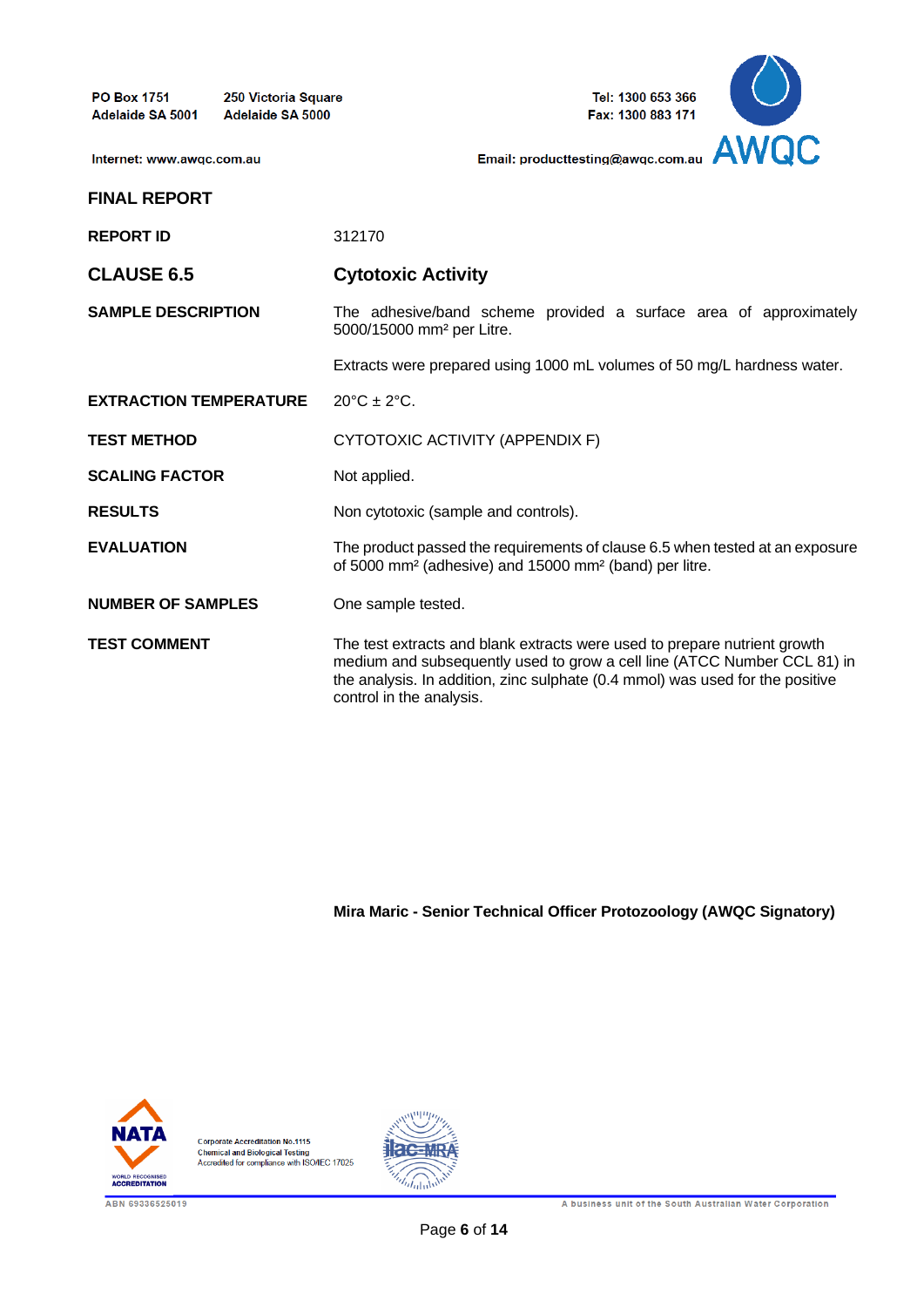PO Box 1751
Adelaide SA 5001

250 Victoria Square
Adelaide SA 5000

Tel: 1300 653 366
Fax: 1300 883 171

Internet: www.awqc.com.au

Email: producttesting@awqc.com.au

AWQC

## FINAL REPORT

| | |
|---|---|
| **REPORT ID** | 312170 |
| **CLAUSE 6.5** | **Cytotoxic Activity** |
| **SAMPLE DESCRIPTION** | The adhesive/band scheme provided a surface area of approximately 5000/15000 mm² per Litre.<br><br>Extracts were prepared using 1000 mL volumes of 50 mg/L hardness water. |
| **EXTRACTION TEMPERATURE** | 20°C ± 2°C. |
| **TEST METHOD** | CYTOTOXIC ACTIVITY (APPENDIX F) |
| **SCALING FACTOR** | Not applied. |
| **RESULTS** | Non cytotoxic (sample and controls). |
| **EVALUATION** | The product passed the requirements of clause 6.5 when tested at an exposure of 5000 mm² (adhesive) and 15000 mm² (band) per litre. |
| **NUMBER OF SAMPLES** | One sample tested. |
| **TEST COMMENT** | The test extracts and blank extracts were used to prepare nutrient growth medium and subsequently used to grow a cell line (ATCC Number CCL 81) in the analysis. In addition, zinc sulphate (0.4 mmol) was used for the positive control in the analysis. |

**Mira Maric - Senior Technical Officer Protozoology (AWQC Signatory)**

NATA WORLD RECOGNISED ACCREDITATION

Corporate Accreditation No.1115
Chemical and Biological Testing
Accredited for compliance with ISO/IEC 17025

ilac-MRA

ABN 69336525019

A business unit of the South Australian Water Corporation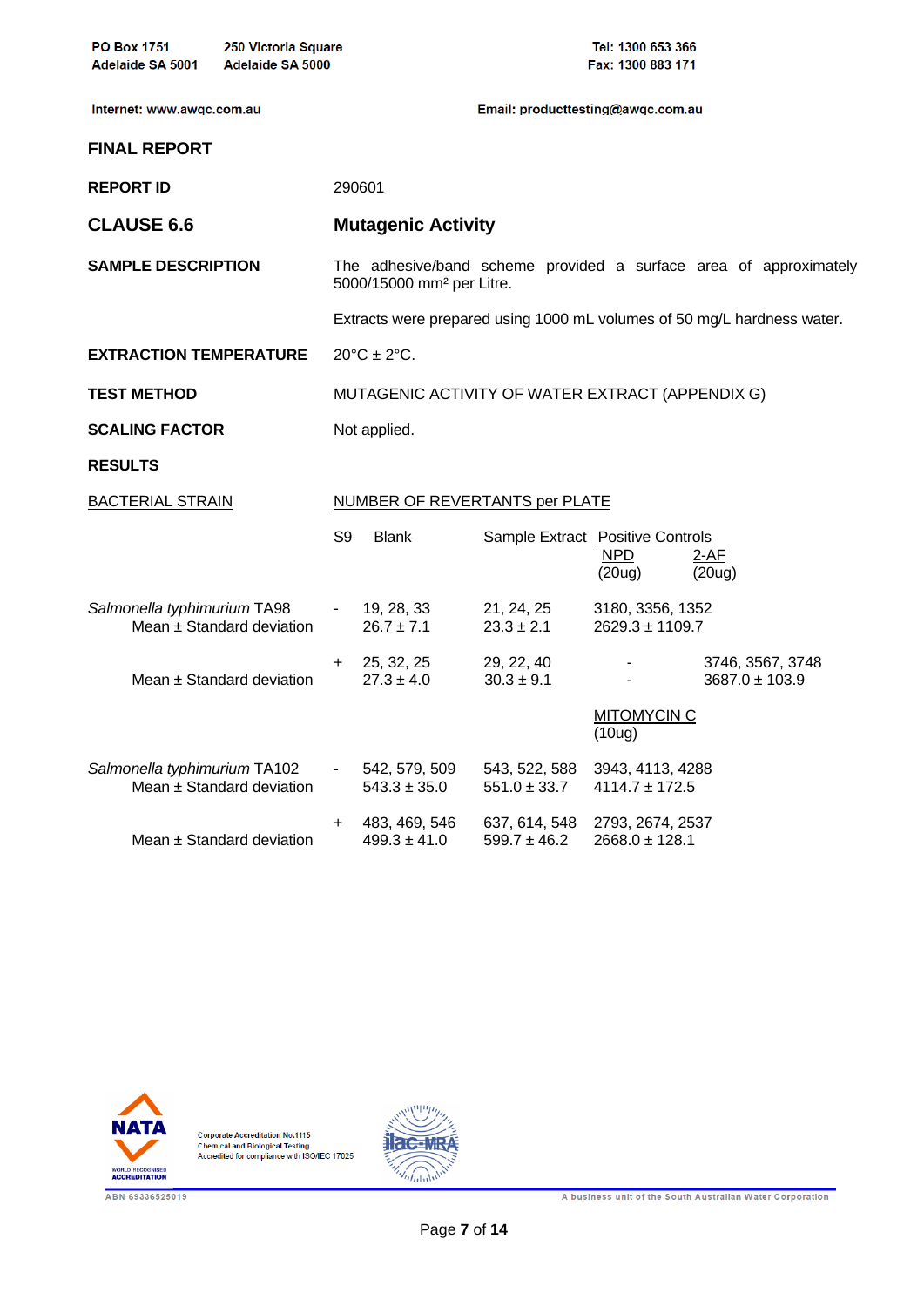## FINAL REPORT

**REPORT ID** 290601

## CLAUSE 6.6 — Mutagenic Activity

**SAMPLE DESCRIPTION**

The adhesive/band scheme provided a surface area of approximately 5000/15000 mm² per Litre.

Extracts were prepared using 1000 mL volumes of 50 mg/L hardness water.

**EXTRACTION TEMPERATURE** 20°C ± 2°C.

**TEST METHOD** MUTAGENIC ACTIVITY OF WATER EXTRACT (APPENDIX G)

**SCALING FACTOR** Not applied.

**RESULTS**

| BACTERIAL STRAIN | NUMBER OF REVERTANTS per PLATE | | | | |
|---|---|---|---|---|---|
| | S9 | Blank | Sample Extract | Positive Controls: NPD (20ug) | Positive Controls: 2-AF (20ug) |
| *Salmonella typhimurium* TA98 | - | 19, 28, 33 | 21, 24, 25 | 3180, 3356, 1352 | |
| Mean ± Standard deviation | | 26.7 ± 7.1 | 23.3 ± 2.1 | 2629.3 ± 1109.7 | |
| | + | 25, 32, 25 | 29, 22, 40 | - | 3746, 3567, 3748 |
| Mean ± Standard deviation | | 27.3 ± 4.0 | 30.3 ± 9.1 | - | 3687.0 ± 103.9 |
| | | | | MITOMYCIN C (10ug) | |
| *Salmonella typhimurium* TA102 | - | 542, 579, 509 | 543, 522, 588 | 3943, 4113, 4288 | |
| Mean ± Standard deviation | | 543.3 ± 35.0 | 551.0 ± 33.7 | 4114.7 ± 172.5 | |
| | + | 483, 469, 546 | 637, 614, 548 | 2793, 2674, 2537 | |
| Mean ± Standard deviation | | 499.3 ± 41.0 | 599.7 ± 46.2 | 2668.0 ± 128.1 | |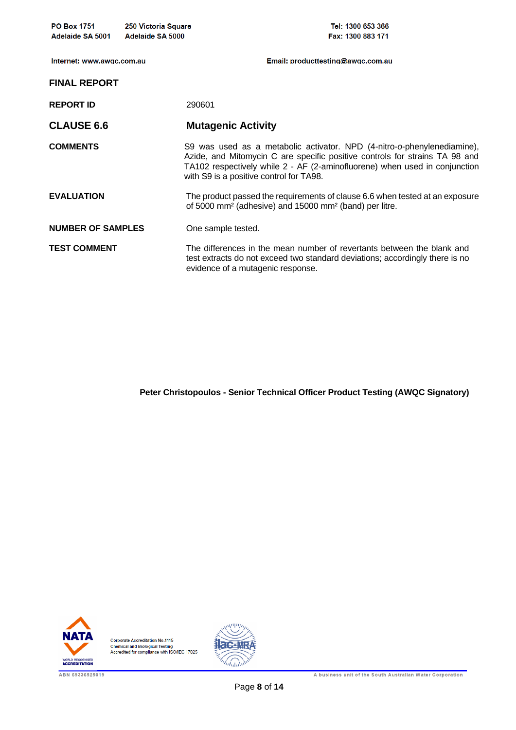PO Box 1751
Adelaide SA 5001

250 Victoria Square
Adelaide SA 5000

Tel: 1300 653 366
Fax: 1300 883 171

Internet: www.awqc.com.au

Email: producttesting@awqc.com.au

## FINAL REPORT

**REPORT ID** 290601

## CLAUSE 6.6 — Mutagenic Activity

**COMMENTS**

S9 was used as a metabolic activator. NPD (4-nitro-*o*-phenylenediamine), Azide, and Mitomycin C are specific positive controls for strains TA 98 and TA102 respectively while 2 - AF (2-aminofluorene) when used in conjunction with S9 is a positive control for TA98.

**EVALUATION**

The product passed the requirements of clause 6.6 when tested at an exposure of 5000 mm² (adhesive) and 15000 mm² (band) per litre.

**NUMBER OF SAMPLES**

One sample tested.

**TEST COMMENT**

The differences in the mean number of revertants between the blank and test extracts do not exceed two standard deviations; accordingly there is no evidence of a mutagenic response.

**Peter Christopoulos - Senior Technical Officer Product Testing (AWQC Signatory)**

Corporate Accreditation No.1115
Chemical and Biological Testing
Accredited for compliance with ISO/IEC 17025

ABN 69336525019

A business unit of the South Australian Water Corporation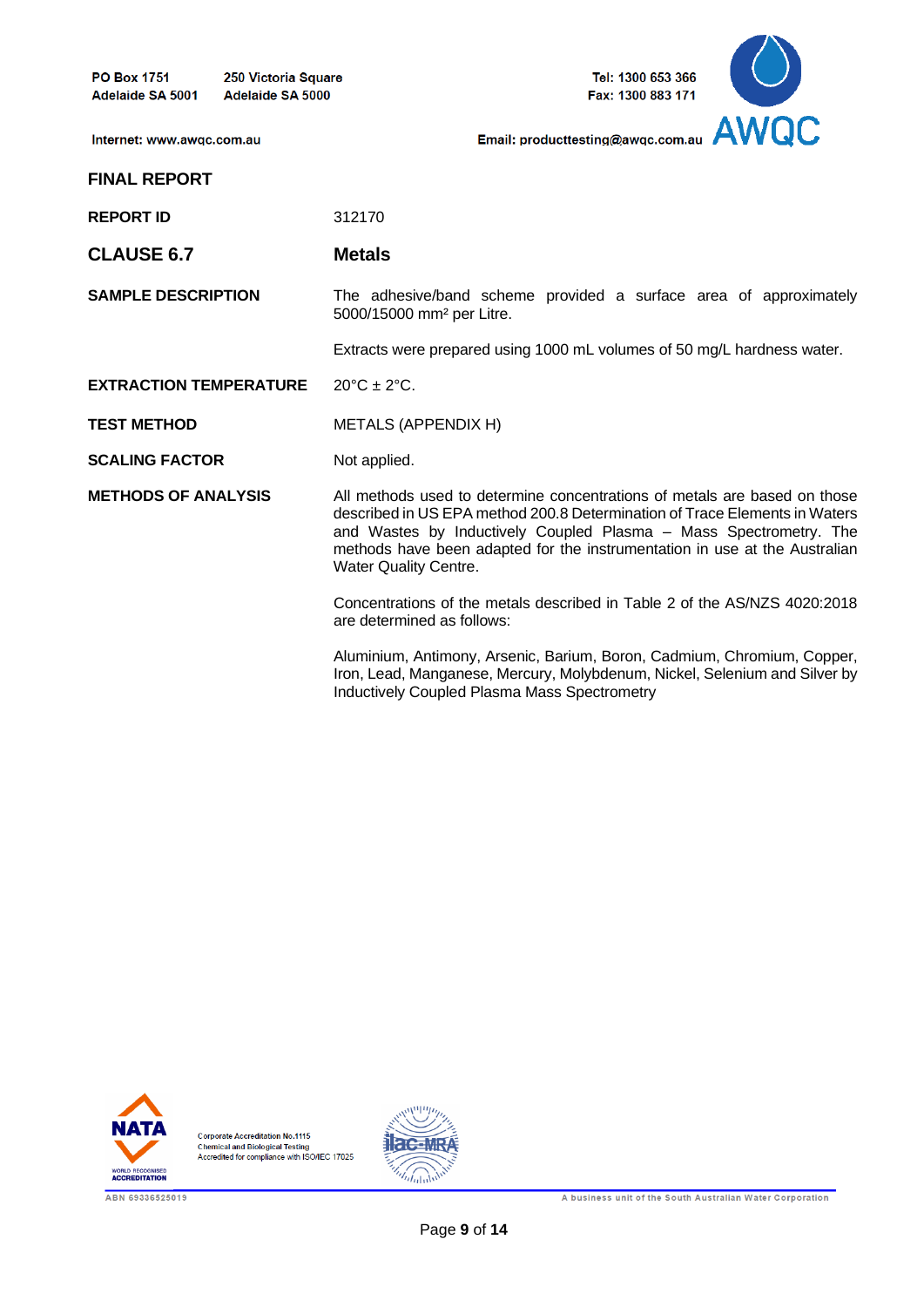**FINAL REPORT**

**REPORT ID** 312170

## CLAUSE 6.7 — Metals

**SAMPLE DESCRIPTION**

The adhesive/band scheme provided a surface area of approximately 5000/15000 mm² per Litre.

Extracts were prepared using 1000 mL volumes of 50 mg/L hardness water.

**EXTRACTION TEMPERATURE**

20°C ± 2°C.

**TEST METHOD**

METALS (APPENDIX H)

**SCALING FACTOR**

Not applied.

**METHODS OF ANALYSIS**

All methods used to determine concentrations of metals are based on those described in US EPA method 200.8 Determination of Trace Elements in Waters and Wastes by Inductively Coupled Plasma – Mass Spectrometry. The methods have been adapted for the instrumentation in use at the Australian Water Quality Centre.

Concentrations of the metals described in Table 2 of the AS/NZS 4020:2018 are determined as follows:

Aluminium, Antimony, Arsenic, Barium, Boron, Cadmium, Chromium, Copper, Iron, Lead, Manganese, Mercury, Molybdenum, Nickel, Selenium and Silver by Inductively Coupled Plasma Mass Spectrometry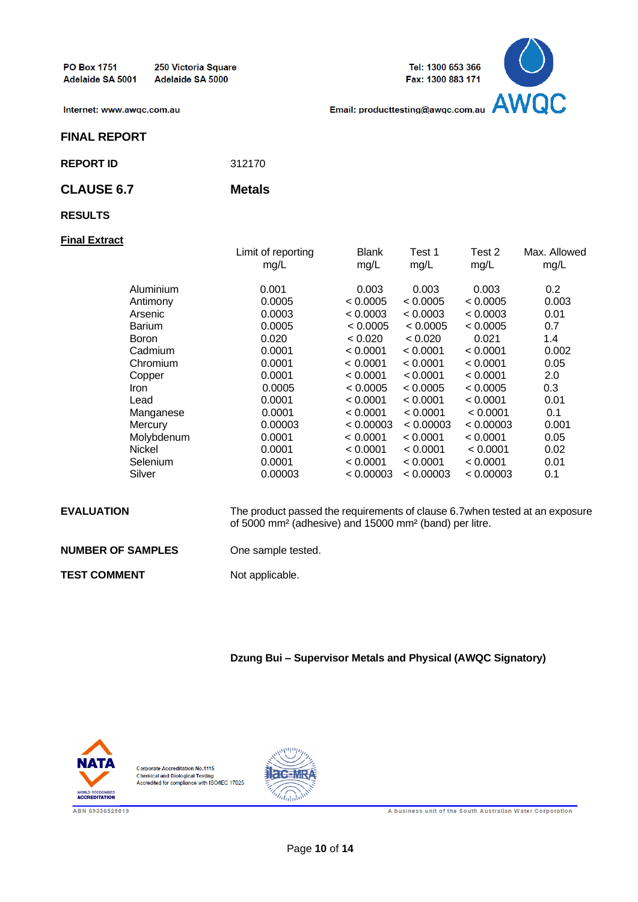PO Box 1751
Adelaide SA 5001

250 Victoria Square
Adelaide SA 5000

Tel: 1300 653 366
Fax: 1300 883 171

Internet: www.awqc.com.au

Email: producttesting@awqc.com.au

AWQC

## FINAL REPORT

**REPORT ID** 312170

## CLAUSE 6.7 Metals

**RESULTS**

**Final Extract**

| | Limit of reporting mg/L | Blank mg/L | Test 1 mg/L | Test 2 mg/L | Max. Allowed mg/L |
|---|---|---|---|---|---|
| Aluminium | 0.001 | 0.003 | 0.003 | 0.003 | 0.2 |
| Antimony | 0.0005 | < 0.0005 | < 0.0005 | < 0.0005 | 0.003 |
| Arsenic | 0.0003 | < 0.0003 | < 0.0003 | < 0.0003 | 0.01 |
| Barium | 0.0005 | < 0.0005 | < 0.0005 | < 0.0005 | 0.7 |
| Boron | 0.020 | < 0.020 | < 0.020 | 0.021 | 1.4 |
| Cadmium | 0.0001 | < 0.0001 | < 0.0001 | < 0.0001 | 0.002 |
| Chromium | 0.0001 | < 0.0001 | < 0.0001 | < 0.0001 | 0.05 |
| Copper | 0.0001 | < 0.0001 | < 0.0001 | < 0.0001 | 2.0 |
| Iron | 0.0005 | < 0.0005 | < 0.0005 | < 0.0005 | 0.3 |
| Lead | 0.0001 | < 0.0001 | < 0.0001 | < 0.0001 | 0.01 |
| Manganese | 0.0001 | < 0.0001 | < 0.0001 | < 0.0001 | 0.1 |
| Mercury | 0.00003 | < 0.00003 | < 0.00003 | < 0.00003 | 0.001 |
| Molybdenum | 0.0001 | < 0.0001 | < 0.0001 | < 0.0001 | 0.05 |
| Nickel | 0.0001 | < 0.0001 | < 0.0001 | < 0.0001 | 0.02 |
| Selenium | 0.0001 | < 0.0001 | < 0.0001 | < 0.0001 | 0.01 |
| Silver | 0.00003 | < 0.00003 | < 0.00003 | < 0.00003 | 0.1 |

**EVALUATION** The product passed the requirements of clause 6.7when tested at an exposure of 5000 mm² (adhesive) and 15000 mm² (band) per litre.

**NUMBER OF SAMPLES** One sample tested.

**TEST COMMENT** Not applicable.

**Dzung Bui – Supervisor Metals and Physical (AWQC Signatory)**

NATA WORLD RECOGNISED ACCREDITATION

Corporate Accreditation No.1115
Chemical and Biological Testing
Accredited for compliance with ISO/IEC 17025

ilac-MRA

ABN 69336525019

A business unit of the South Australian Water Corporation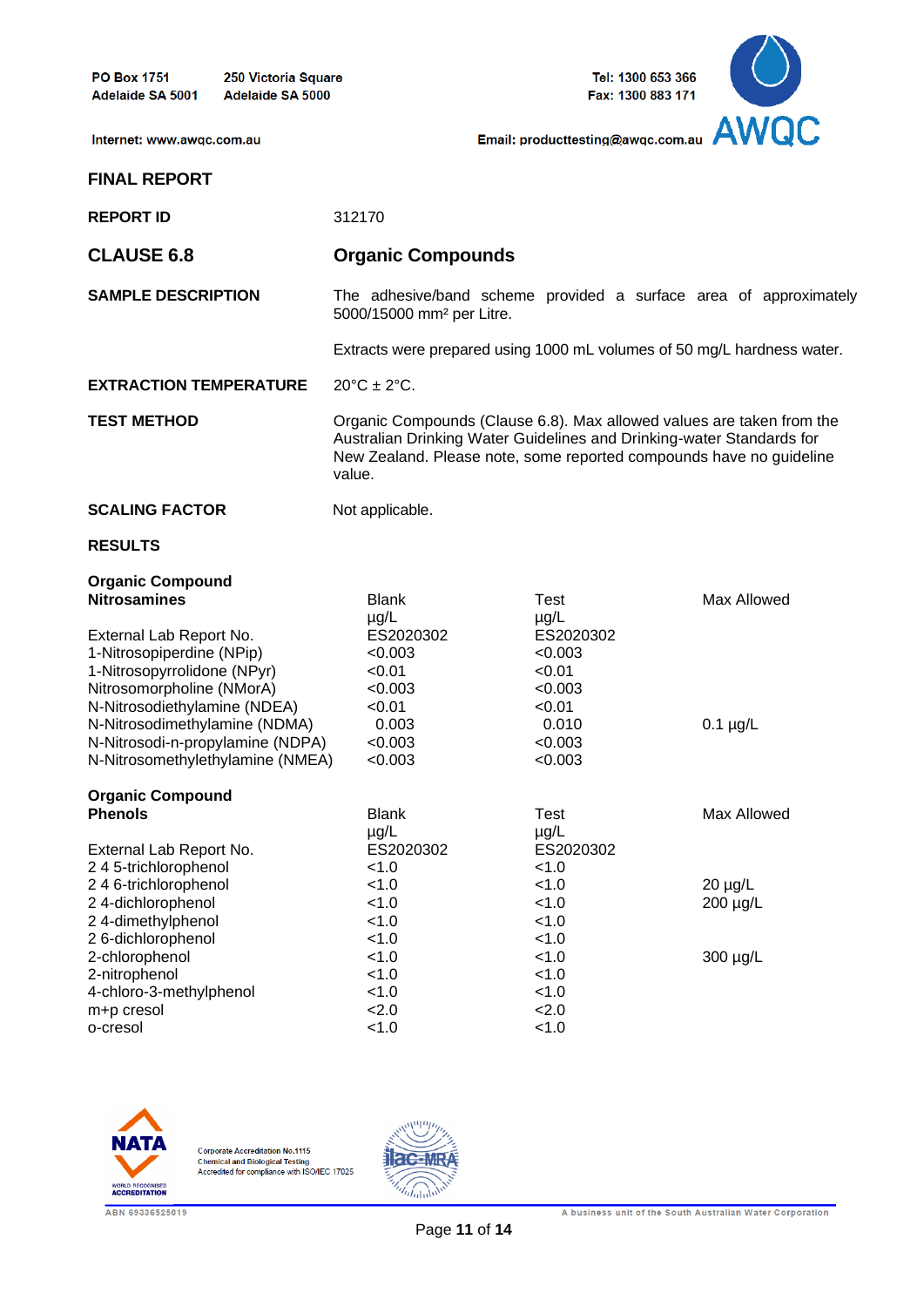**FINAL REPORT**

**REPORT ID** 312170

## CLAUSE 6.8 — Organic Compounds

**SAMPLE DESCRIPTION**

The adhesive/band scheme provided a surface area of approximately 5000/15000 mm² per Litre.

Extracts were prepared using 1000 mL volumes of 50 mg/L hardness water.

**EXTRACTION TEMPERATURE** 20°C ± 2°C.

**TEST METHOD**

Organic Compounds (Clause 6.8). Max allowed values are taken from the Australian Drinking Water Guidelines and Drinking-water Standards for New Zealand. Please note, some reported compounds have no guideline value.

**SCALING FACTOR** Not applicable.

**RESULTS**

| Organic Compound Nitrosamines | Blank µg/L | Test µg/L | Max Allowed |
|---|---|---|---|
| External Lab Report No. | ES2020302 | ES2020302 | |
| 1-Nitrosopiperdine (NPip) | <0.003 | <0.003 | |
| 1-Nitrosopyrrolidone (NPyr) | <0.01 | <0.01 | |
| Nitrosomorpholine (NMorA) | <0.003 | <0.003 | |
| N-Nitrosodiethylamine (NDEA) | <0.01 | <0.01 | |
| N-Nitrosodimethylamine (NDMA) | 0.003 | 0.010 | 0.1 µg/L |
| N-Nitrosodi-n-propylamine (NDPA) | <0.003 | <0.003 | |
| N-Nitrosomethylethylamine (NMEA) | <0.003 | <0.003 | |

| Organic Compound Phenols | Blank µg/L | Test µg/L | Max Allowed |
|---|---|---|---|
| External Lab Report No. | ES2020302 | ES2020302 | |
| 2 4 5-trichlorophenol | <1.0 | <1.0 | |
| 2 4 6-trichlorophenol | <1.0 | <1.0 | 20 µg/L |
| 2 4-dichlorophenol | <1.0 | <1.0 | 200 µg/L |
| 2 4-dimethylphenol | <1.0 | <1.0 | |
| 2 6-dichlorophenol | <1.0 | <1.0 | |
| 2-chlorophenol | <1.0 | <1.0 | 300 µg/L |
| 2-nitrophenol | <1.0 | <1.0 | |
| 4-chloro-3-methylphenol | <1.0 | <1.0 | |
| m+p cresol | <2.0 | <2.0 | |
| o-cresol | <1.0 | <1.0 | |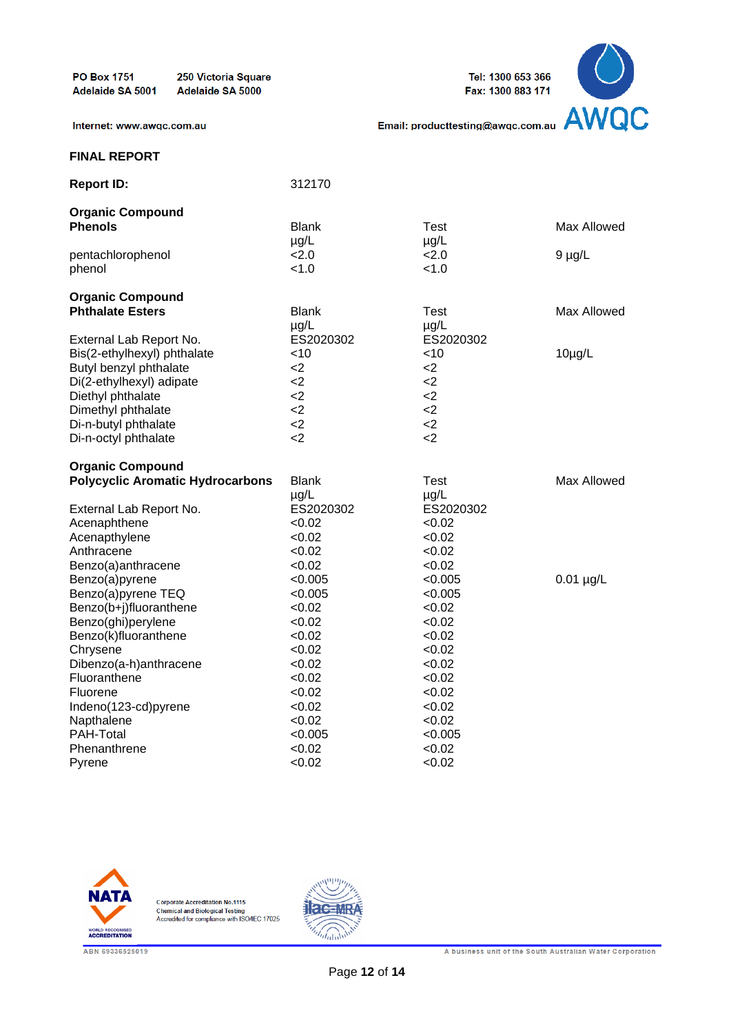PO Box 1751
Adelaide SA 5001

250 Victoria Square
Adelaide SA 5000

Tel: 1300 653 366
Fax: 1300 883 171

Internet: www.awqc.com.au

Email: producttesting@awqc.com.au

**FINAL REPORT**

**Report ID:** 312170

**Organic Compound**
**Phenols**

| | Blank µg/L | Test µg/L | Max Allowed |
|---|---|---|---|
| pentachlorophenol | <2.0 | <2.0 | 9 µg/L |
| phenol | <1.0 | <1.0 | |

**Organic Compound**
**Phthalate Esters**

| | Blank µg/L | Test µg/L | Max Allowed |
|---|---|---|---|
| External Lab Report No. | ES2020302 | ES2020302 | |
| Bis(2-ethylhexyl) phthalate | <10 | <10 | 10µg/L |
| Butyl benzyl phthalate | <2 | <2 | |
| Di(2-ethylhexyl) adipate | <2 | <2 | |
| Diethyl phthalate | <2 | <2 | |
| Dimethyl phthalate | <2 | <2 | |
| Di-n-butyl phthalate | <2 | <2 | |
| Di-n-octyl phthalate | <2 | <2 | |

**Organic Compound**
**Polycyclic Aromatic Hydrocarbons**

| | Blank µg/L | Test µg/L | Max Allowed |
|---|---|---|---|
| External Lab Report No. | ES2020302 | ES2020302 | |
| Acenaphthene | <0.02 | <0.02 | |
| Acenapthylene | <0.02 | <0.02 | |
| Anthracene | <0.02 | <0.02 | |
| Benzo(a)anthracene | <0.02 | <0.02 | |
| Benzo(a)pyrene | <0.005 | <0.005 | 0.01 µg/L |
| Benzo(a)pyrene TEQ | <0.005 | <0.005 | |
| Benzo(b+j)fluoranthene | <0.02 | <0.02 | |
| Benzo(ghi)perylene | <0.02 | <0.02 | |
| Benzo(k)fluoranthene | <0.02 | <0.02 | |
| Chrysene | <0.02 | <0.02 | |
| Dibenzo(a-h)anthracene | <0.02 | <0.02 | |
| Fluoranthene | <0.02 | <0.02 | |
| Fluorene | <0.02 | <0.02 | |
| Indeno(123-cd)pyrene | <0.02 | <0.02 | |
| Napthalene | <0.02 | <0.02 | |
| PAH-Total | <0.005 | <0.005 | |
| Phenanthrene | <0.02 | <0.02 | |
| Pyrene | <0.02 | <0.02 | |

Corporate Accreditation No.1115
Chemical and Biological Testing
Accredited for compliance with ISO/IEC 17025

ABN 69336525019

A business unit of the South Australian Water Corporation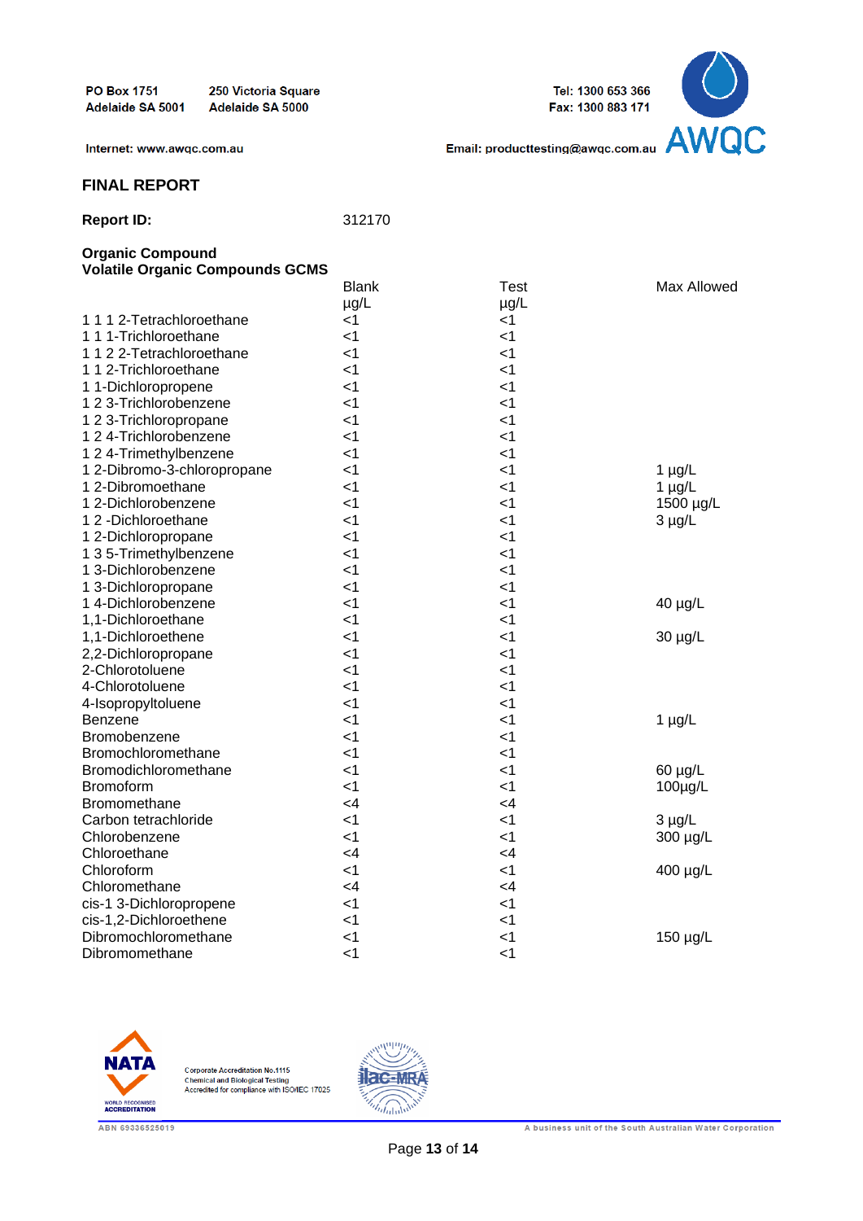PO Box 1751
Adelaide SA 5001

250 Victoria Square
Adelaide SA 5000

Tel: 1300 653 366
Fax: 1300 883 171

Internet: www.awqc.com.au

Email: producttesting@awqc.com.au

## FINAL REPORT

**Report ID:** 312170

**Organic Compound**
**Volatile Organic Compounds GCMS**

| | Blank µg/L | Test µg/L | Max Allowed |
|---|---|---|---|
| 1 1 1 2-Tetrachloroethane | <1 | <1 | |
| 1 1 1-Trichloroethane | <1 | <1 | |
| 1 1 2 2-Tetrachloroethane | <1 | <1 | |
| 1 1 2-Trichloroethane | <1 | <1 | |
| 1 1-Dichloropropene | <1 | <1 | |
| 1 2 3-Trichlorobenzene | <1 | <1 | |
| 1 2 3-Trichloropropane | <1 | <1 | |
| 1 2 4-Trichlorobenzene | <1 | <1 | |
| 1 2 4-Trimethylbenzene | <1 | <1 | |
| 1 2-Dibromo-3-chloropropane | <1 | <1 | 1 µg/L |
| 1 2-Dibromoethane | <1 | <1 | 1 µg/L |
| 1 2-Dichlorobenzene | <1 | <1 | 1500 µg/L |
| 1 2 -Dichloroethane | <1 | <1 | 3 µg/L |
| 1 2-Dichloropropane | <1 | <1 | |
| 1 3 5-Trimethylbenzene | <1 | <1 | |
| 1 3-Dichlorobenzene | <1 | <1 | |
| 1 3-Dichloropropane | <1 | <1 | |
| 1 4-Dichlorobenzene | <1 | <1 | 40 µg/L |
| 1,1-Dichloroethane | <1 | <1 | |
| 1,1-Dichloroethene | <1 | <1 | 30 µg/L |
| 2,2-Dichloropropane | <1 | <1 | |
| 2-Chlorotoluene | <1 | <1 | |
| 4-Chlorotoluene | <1 | <1 | |
| 4-Isopropyltoluene | <1 | <1 | |
| Benzene | <1 | <1 | 1 µg/L |
| Bromobenzene | <1 | <1 | |
| Bromochloromethane | <1 | <1 | |
| Bromodichloromethane | <1 | <1 | 60 µg/L |
| Bromoform | <1 | <1 | 100µg/L |
| Bromomethane | <4 | <4 | |
| Carbon tetrachloride | <1 | <1 | 3 µg/L |
| Chlorobenzene | <1 | <1 | 300 µg/L |
| Chloroethane | <4 | <4 | |
| Chloroform | <1 | <1 | 400 µg/L |
| Chloromethane | <4 | <4 | |
| cis-1 3-Dichloropropene | <1 | <1 | |
| cis-1,2-Dichloroethene | <1 | <1 | |
| Dibromochloromethane | <1 | <1 | 150 µg/L |
| Dibromomethane | <1 | <1 | |

Corporate Accreditation No.1115
Chemical and Biological Testing
Accredited for compliance with ISO/IEC 17025

ABN 69336525019

A business unit of the South Australian Water Corporation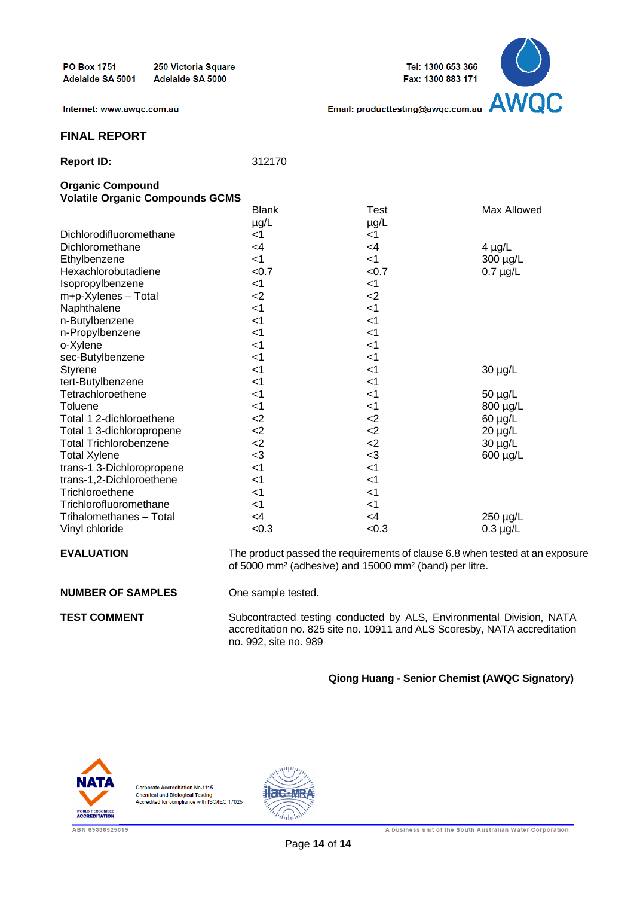PO Box 1751
Adelaide SA 5001

250 Victoria Square
Adelaide SA 5000

Tel: 1300 653 366
Fax: 1300 883 171

Internet: www.awqc.com.au

Email: producttesting@awqc.com.au

AWQC

## FINAL REPORT

**Report ID:** 312170

**Organic Compound**
**Volatile Organic Compounds GCMS**

| | Blank µg/L | Test µg/L | Max Allowed |
|---|---|---|---|
| Dichlorodifluoromethane | <1 | <1 | |
| Dichloromethane | <4 | <4 | 4 µg/L |
| Ethylbenzene | <1 | <1 | 300 µg/L |
| Hexachlorobutadiene | <0.7 | <0.7 | 0.7 µg/L |
| Isopropylbenzene | <1 | <1 | |
| m+p-Xylenes – Total | <2 | <2 | |
| Naphthalene | <1 | <1 | |
| n-Butylbenzene | <1 | <1 | |
| n-Propylbenzene | <1 | <1 | |
| o-Xylene | <1 | <1 | |
| sec-Butylbenzene | <1 | <1 | |
| Styrene | <1 | <1 | 30 µg/L |
| tert-Butylbenzene | <1 | <1 | |
| Tetrachloroethene | <1 | <1 | 50 µg/L |
| Toluene | <1 | <1 | 800 µg/L |
| Total 1 2-dichloroethene | <2 | <2 | 60 µg/L |
| Total 1 3-dichloropropene | <2 | <2 | 20 µg/L |
| Total Trichlorobenzene | <2 | <2 | 30 µg/L |
| Total Xylene | <3 | <3 | 600 µg/L |
| trans-1 3-Dichloropropene | <1 | <1 | |
| trans-1,2-Dichloroethene | <1 | <1 | |
| Trichloroethene | <1 | <1 | |
| Trichlorofluoromethane | <1 | <1 | |
| Trihalomethanes – Total | <4 | <4 | 250 µg/L |
| Vinyl chloride | <0.3 | <0.3 | 0.3 µg/L |

**EVALUATION**
The product passed the requirements of clause 6.8 when tested at an exposure of 5000 mm² (adhesive) and 15000 mm² (band) per litre.

**NUMBER OF SAMPLES**
One sample tested.

**TEST COMMENT**
Subcontracted testing conducted by ALS, Environmental Division, NATA accreditation no. 825 site no. 10911 and ALS Scoresby, NATA accreditation no. 992, site no. 989

**Qiong Huang - Senior Chemist (AWQC Signatory)**

NATA
WORLD RECOGNISED ACCREDITATION

Corporate Accreditation No.1115
Chemical and Biological Testing
Accredited for compliance with ISO/IEC 17025

ilac-MRA

ABN 69336525019

A business unit of the South Australian Water Corporation